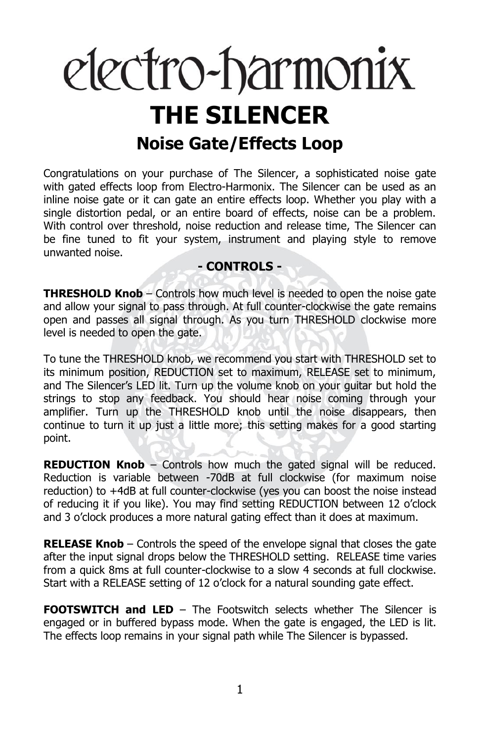# electro-harmonix

# THE SILENCER

## Noise Gate/Effects Loop

Congratulations on your purchase of The Silencer, a sophisticated noise gate with gated effects loop from Electro-Harmonix. The Silencer can be used as an inline noise gate or it can gate an entire effects loop. Whether you play with a single distortion pedal, or an entire board of effects, noise can be a problem. With control over threshold, noise reduction and release time, The Silencer can be fine tuned to fit your system, instrument and playing style to remove unwanted noise.

### - CONTROLS -

**THRESHOLD Knob** – Controls how much level is needed to open the noise gate and allow your signal to pass through. At full counter-clockwise the gate remains open and passes all signal through. As you turn THRESHOLD clockwise more level is needed to open the gate.

To tune the THRESHOLD knob, we recommend you start with THRESHOLD set to its minimum position, REDUCTION set to maximum, RELEASE set to minimum, and The Silencer's LED lit. Turn up the volume knob on your guitar but hold the strings to stop any feedback. You should hear noise coming through your amplifier. Turn up the THRESHOLD knob until the noise disappears, then continue to turn it up just a little more; this setting makes for a good starting point.

**REDUCTION Knob** – Controls how much the gated signal will be reduced. Reduction is variable between -70dB at full clockwise (for maximum noise reduction) to +4dB at full counter-clockwise (yes you can boost the noise instead of reducing it if you like). You may find setting REDUCTION between 12 o'clock and 3 o'clock produces a more natural gating effect than it does at maximum.

**RELEASE Knob** – Controls the speed of the envelope signal that closes the gate after the input signal drops below the THRESHOLD setting. RELEASE time varies from a quick 8ms at full counter-clockwise to a slow 4 seconds at full clockwise. Start with a RELEASE setting of 12 o'clock for a natural sounding gate effect.

**FOOTSWITCH and LED** – The Footswitch selects whether The Silencer is engaged or in buffered bypass mode. When the gate is engaged, the LED is lit. The effects loop remains in your signal path while The Silencer is bypassed.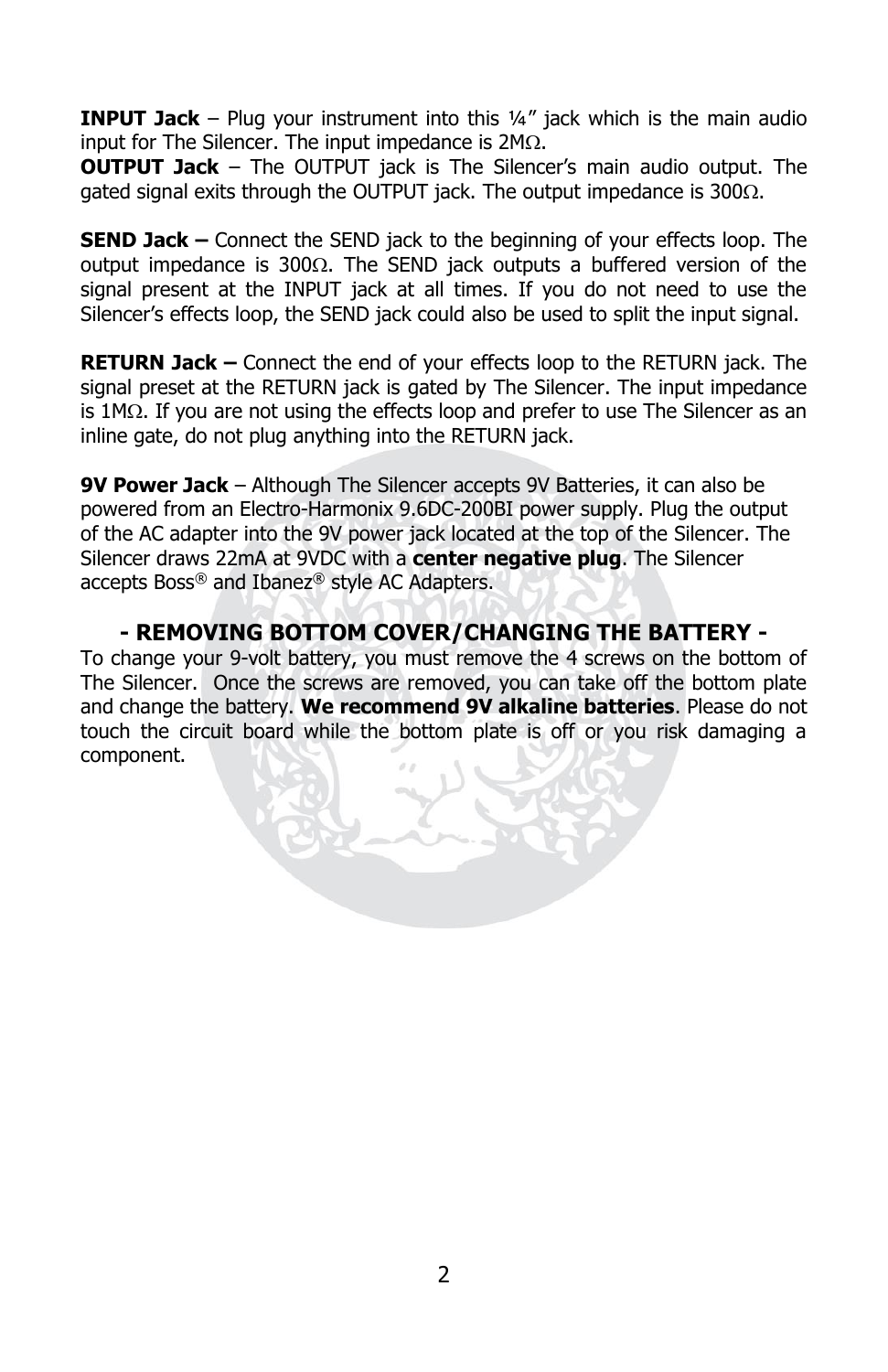**INPUT Jack** – Plug your instrument into this ¼" jack which is the main audio input for The Silencer. The input impedance is 2MΩ.

**OUTPUT Jack** – The OUTPUT jack is The Silencer's main audio output. The gated signal exits through the OUTPUT jack. The output impedance is 300Ω.

**SEND Jack –** Connect the SEND jack to the beginning of your effects loop. The output impedance is 300Ω. The SEND jack outputs a buffered version of the signal present at the INPUT jack at all times. If you do not need to use the Silencer's effects loop, the SEND jack could also be used to split the input signal.

**RETURN Jack –** Connect the end of your effects loop to the RETURN jack. The signal preset at the RETURN jack is gated by The Silencer. The input impedance is 1MΩ. If you are not using the effects loop and prefer to use The Silencer as an inline gate, do not plug anything into the RETURN jack.

**9V Power Jack** – Although The Silencer accepts 9V Batteries, it can also be powered from an Electro-Harmonix 9.6DC-200BI power supply. Plug the output of the AC adapter into the 9V power jack located at the top of the Silencer. The Silencer draws 22mA at 9VDC with a **center negative plug**. The Silencer accepts Boss® and Ibanez® style AC Adapters.

## - REMOVING BOTTOM COVER/CHANGING THE BATTERY -

To change your 9-volt battery, you must remove the 4 screws on the bottom of The Silencer. Once the screws are removed, you can take off the bottom plate and change the battery. **We recommend 9V alkaline batteries**. Please do not touch the circuit board while the bottom plate is off or you risk damaging a component.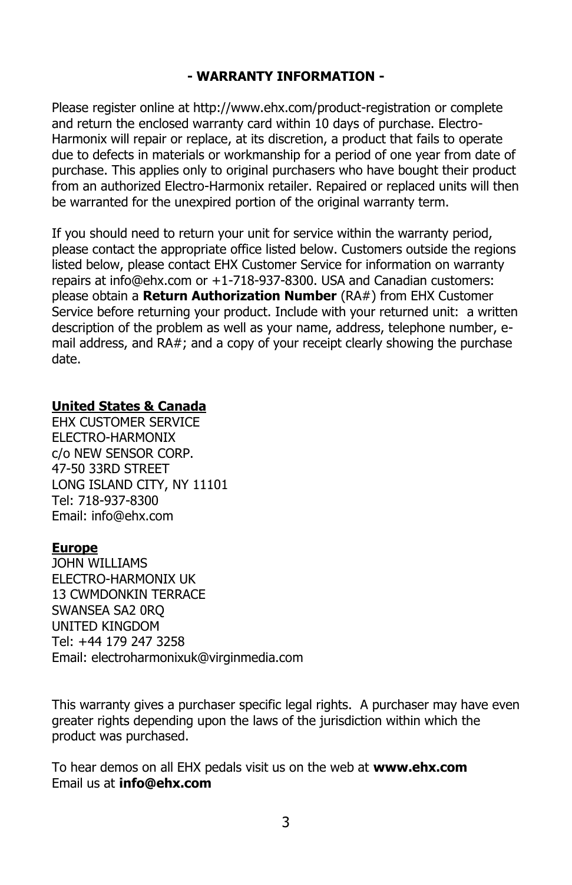## - WARRANTY INFORMATION -

Please register online at http://www.ehx.com/product-registration or complete and return the enclosed warranty card within 10 days of purchase. Electro-Harmonix will repair or replace, at its discretion, a product that fails to operate due to defects in materials or workmanship for a period of one year from date of purchase. This applies only to original purchasers who have bought their product from an authorized Electro-Harmonix retailer. Repaired or replaced units will then be warranted for the unexpired portion of the original warranty term.

If you should need to return your unit for service within the warranty period, please contact the appropriate office listed below. Customers outside the regions listed below, please contact EHX Customer Service for information on warranty repairs at info@ehx.com or +1-718-937-8300. USA and Canadian customers: please obtain a **Return Authorization Number** (RA#) from EHX Customer Service before returning your product. Include with your returned unit: a written description of the problem as well as your name, address, telephone number, e-mail address, and RA#; and a copy of your receipt clearly showing the purchase date.

**United States & Canada**
EHX CUSTOMER SERVICE
ELECTRO-HARMONIX
c/o NEW SENSOR CORP.
47-50 33RD STREET
LONG ISLAND CITY, NY 11101
Tel: 718-937-8300
Email: info@ehx.com

**Europe**
JOHN WILLIAMS
ELECTRO-HARMONIX UK
13 CWMDONKIN TERRACE
SWANSEA SA2 0RQ
UNITED KINGDOM
Tel: +44 179 247 3258
Email: electroharmonixuk@virginmedia.com

This warranty gives a purchaser specific legal rights. A purchaser may have even greater rights depending upon the laws of the jurisdiction within which the product was purchased.

To hear demos on all EHX pedals visit us on the web at **www.ehx.com**
Email us at **info@ehx.com**